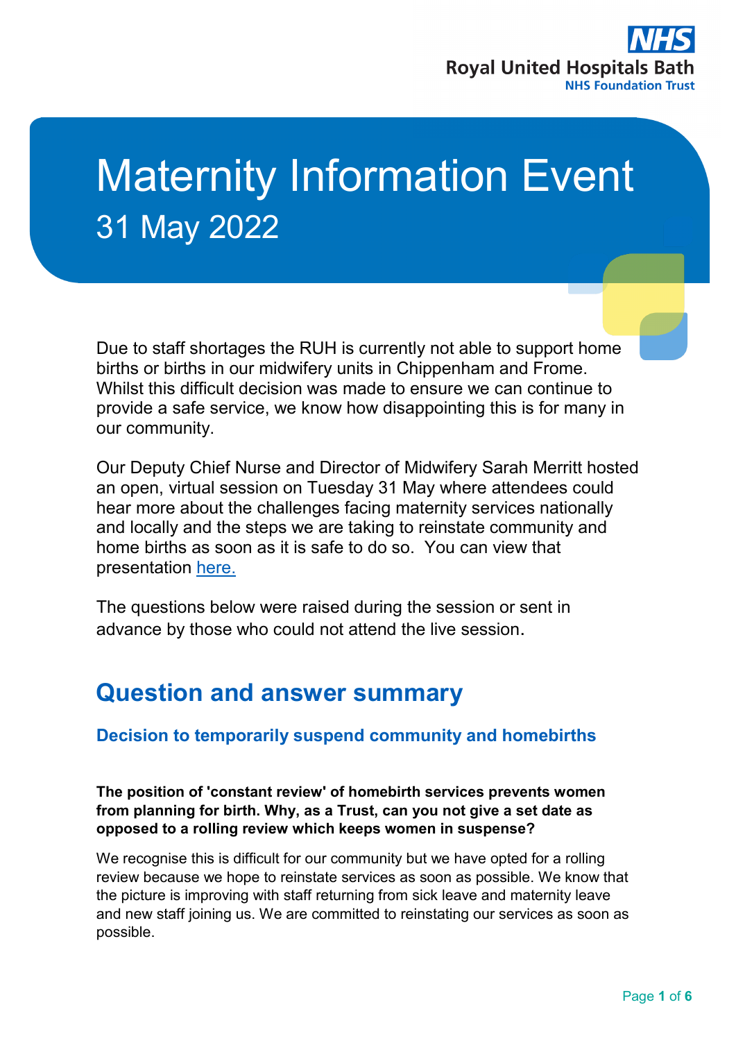# Maternity Information Event

31 May 2022

Due to staff shortages the RUH is currently not able to support home births or births in our midwifery units in Chippenham and Frome. Whilst this difficult decision was made to ensure we can continue to provide a safe service, we know how disappointing this is for many in our community.

Our Deputy Chief Nurse and Director of Midwifery Sarah Merritt hosted an open, virtual session on Tuesday 31 May where attendees could hear more about the challenges facing maternity services nationally and locally and the steps we are taking to reinstate community and home births as soon as it is safe to do so. You can view that presentation here.

The questions below were raised during the session or sent in advance by those who could not attend the live session.

## Question and answer summary

### Decision to temporarily suspend community and homebirths

**The position of 'constant review' of homebirth services prevents women from planning for birth. Why, as a Trust, can you not give a set date as opposed to a rolling review which keeps women in suspense?**

We recognise this is difficult for our community but we have opted for a rolling review because we hope to reinstate services as soon as possible. We know that the picture is improving with staff returning from sick leave and maternity leave and new staff joining us. We are committed to reinstating our services as soon as possible.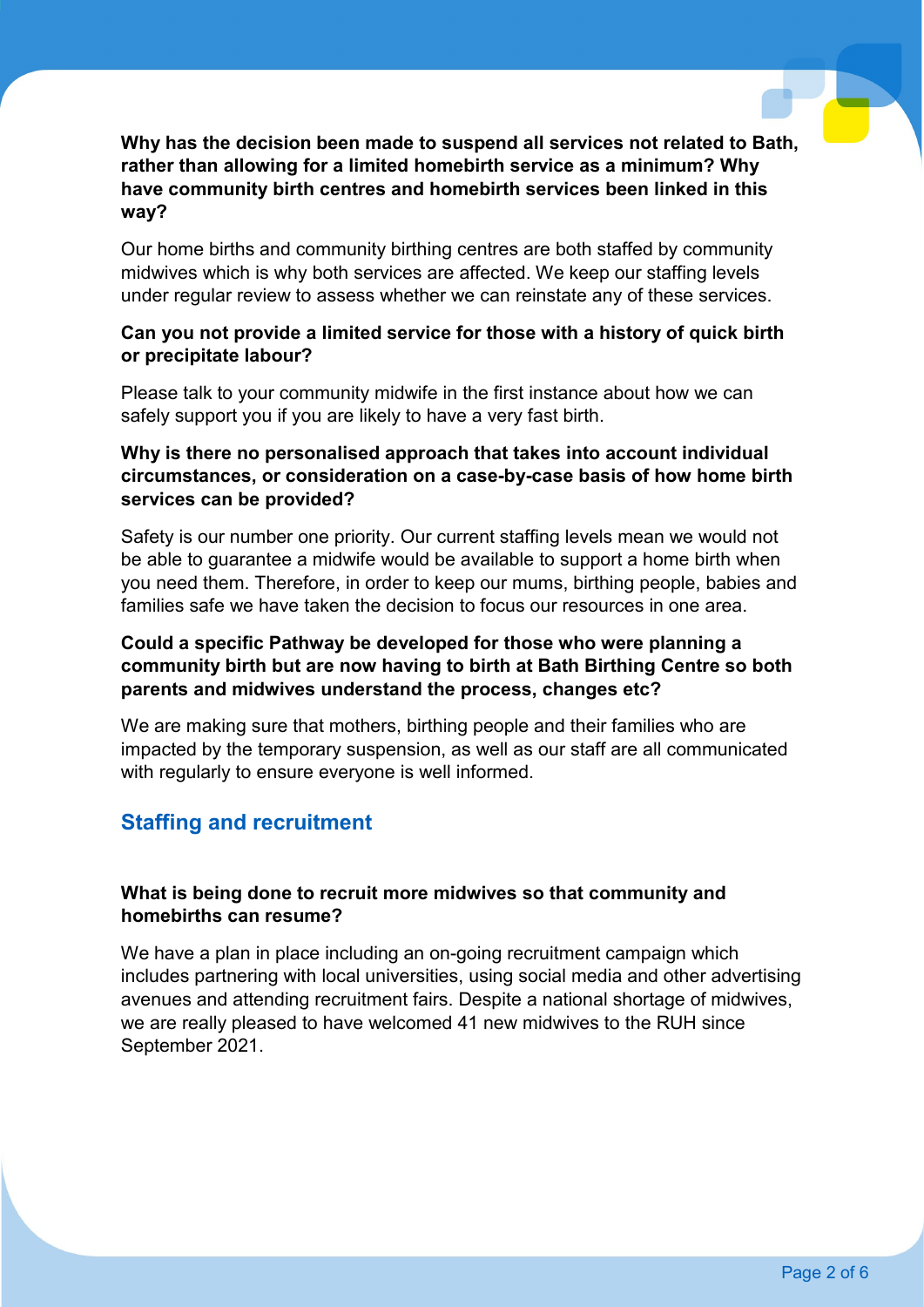**Why has the decision been made to suspend all services not related to Bath, rather than allowing for a limited homebirth service as a minimum? Why have community birth centres and homebirth services been linked in this way?**

Our home births and community birthing centres are both staffed by community midwives which is why both services are affected. We keep our staffing levels under regular review to assess whether we can reinstate any of these services.

**Can you not provide a limited service for those with a history of quick birth or precipitate labour?**

Please talk to your community midwife in the first instance about how we can safely support you if you are likely to have a very fast birth.

**Why is there no personalised approach that takes into account individual circumstances, or consideration on a case-by-case basis of how home birth services can be provided?**

Safety is our number one priority. Our current staffing levels mean we would not be able to guarantee a midwife would be available to support a home birth when you need them. Therefore, in order to keep our mums, birthing people, babies and families safe we have taken the decision to focus our resources in one area.

**Could a specific Pathway be developed for those who were planning a community birth but are now having to birth at Bath Birthing Centre so both parents and midwives understand the process, changes etc?**

We are making sure that mothers, birthing people and their families who are impacted by the temporary suspension, as well as our staff are all communicated with regularly to ensure everyone is well informed.

## Staffing and recruitment

**What is being done to recruit more midwives so that community and homebirths can resume?**

We have a plan in place including an on-going recruitment campaign which includes partnering with local universities, using social media and other advertising avenues and attending recruitment fairs. Despite a national shortage of midwives, we are really pleased to have welcomed 41 new midwives to the RUH since September 2021.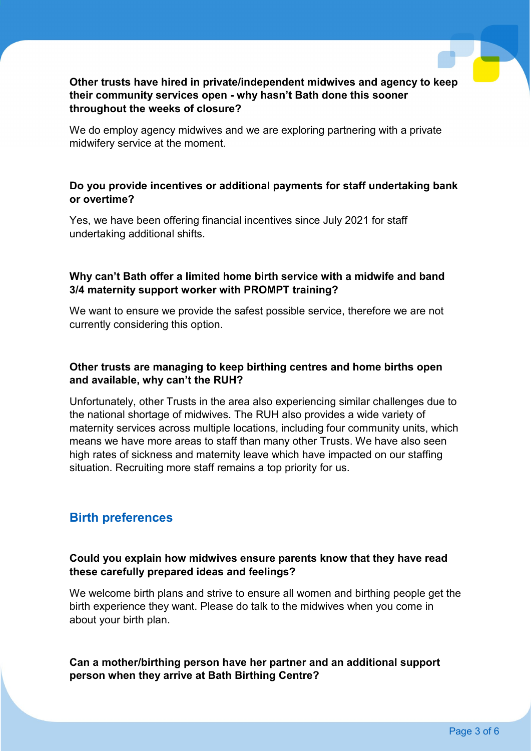**Other trusts have hired in private/independent midwives and agency to keep their community services open - why hasn't Bath done this sooner throughout the weeks of closure?**

We do employ agency midwives and we are exploring partnering with a private midwifery service at the moment.

**Do you provide incentives or additional payments for staff undertaking bank or overtime?**

Yes, we have been offering financial incentives since July 2021 for staff undertaking additional shifts.

**Why can't Bath offer a limited home birth service with a midwife and band 3/4 maternity support worker with PROMPT training?**

We want to ensure we provide the safest possible service, therefore we are not currently considering this option.

**Other trusts are managing to keep birthing centres and home births open and available, why can't the RUH?**

Unfortunately, other Trusts in the area also experiencing similar challenges due to the national shortage of midwives. The RUH also provides a wide variety of maternity services across multiple locations, including four community units, which means we have more areas to staff than many other Trusts. We have also seen high rates of sickness and maternity leave which have impacted on our staffing situation. Recruiting more staff remains a top priority for us.

## Birth preferences

**Could you explain how midwives ensure parents know that they have read these carefully prepared ideas and feelings?**

We welcome birth plans and strive to ensure all women and birthing people get the birth experience they want. Please do talk to the midwives when you come in about your birth plan.

**Can a mother/birthing person have her partner and an additional support person when they arrive at Bath Birthing Centre?**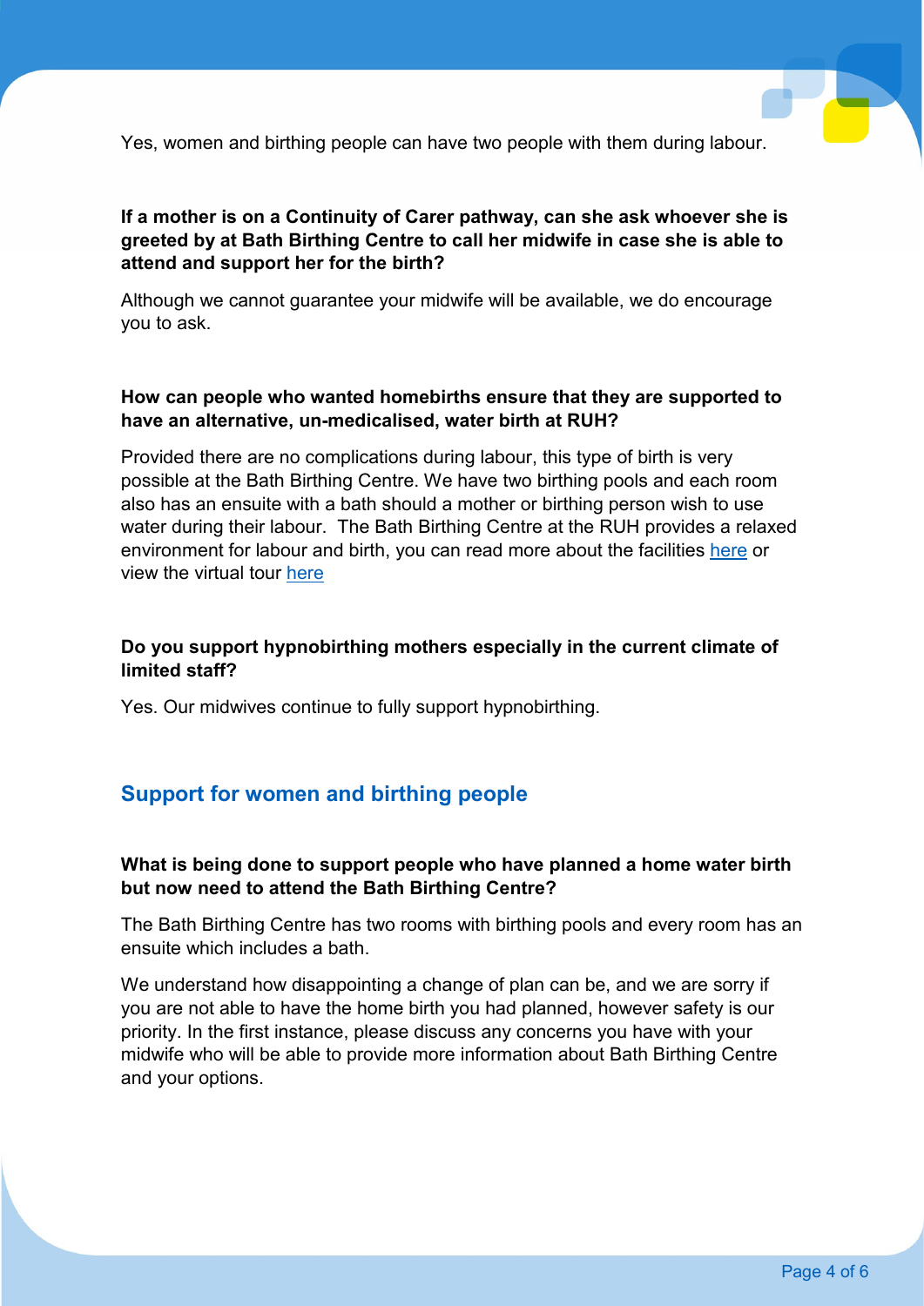Yes, women and birthing people can have two people with them during labour.

**If a mother is on a Continuity of Carer pathway, can she ask whoever she is greeted by at Bath Birthing Centre to call her midwife in case she is able to attend and support her for the birth?**

Although we cannot guarantee your midwife will be available, we do encourage you to ask.

**How can people who wanted homebirths ensure that they are supported to have an alternative, un-medicalised, water birth at RUH?**

Provided there are no complications during labour, this type of birth is very possible at the Bath Birthing Centre. We have two birthing pools and each room also has an ensuite with a bath should a mother or birthing person wish to use water during their labour. The Bath Birthing Centre at the RUH provides a relaxed environment for labour and birth, you can read more about the facilities here or view the virtual tour here

**Do you support hypnobirthing mothers especially in the current climate of limited staff?**

Yes. Our midwives continue to fully support hypnobirthing.

## Support for women and birthing people

**What is being done to support people who have planned a home water birth but now need to attend the Bath Birthing Centre?**

The Bath Birthing Centre has two rooms with birthing pools and every room has an ensuite which includes a bath.

We understand how disappointing a change of plan can be, and we are sorry if you are not able to have the home birth you had planned, however safety is our priority. In the first instance, please discuss any concerns you have with your midwife who will be able to provide more information about Bath Birthing Centre and your options.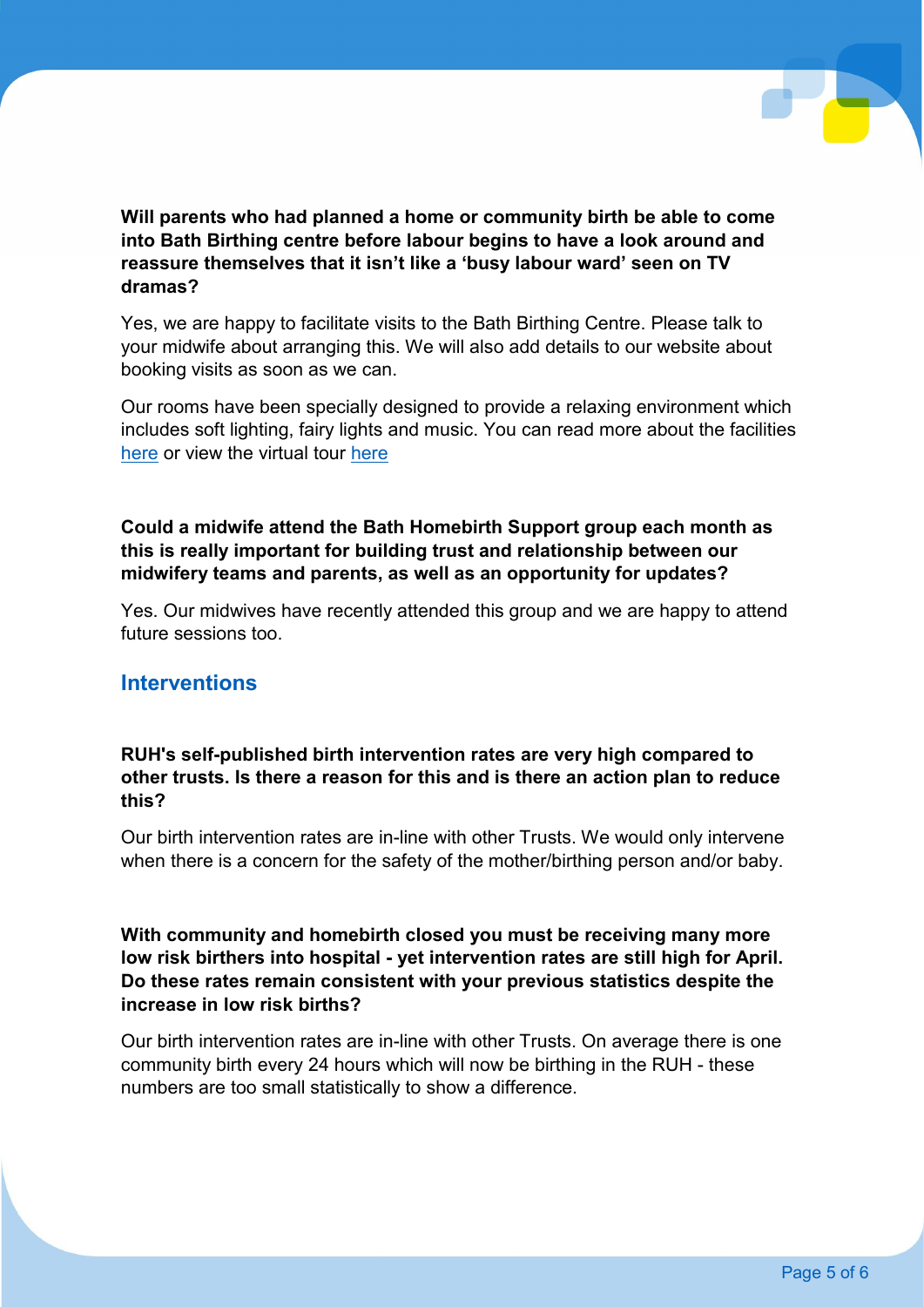**Will parents who had planned a home or community birth be able to come into Bath Birthing centre before labour begins to have a look around and reassure themselves that it isn't like a 'busy labour ward' seen on TV dramas?**

Yes, we are happy to facilitate visits to the Bath Birthing Centre. Please talk to your midwife about arranging this. We will also add details to our website about booking visits as soon as we can.

Our rooms have been specially designed to provide a relaxing environment which includes soft lighting, fairy lights and music. You can read more about the facilities here or view the virtual tour here

**Could a midwife attend the Bath Homebirth Support group each month as this is really important for building trust and relationship between our midwifery teams and parents, as well as an opportunity for updates?**

Yes. Our midwives have recently attended this group and we are happy to attend future sessions too.

## Interventions

**RUH's self-published birth intervention rates are very high compared to other trusts. Is there a reason for this and is there an action plan to reduce this?**

Our birth intervention rates are in-line with other Trusts. We would only intervene when there is a concern for the safety of the mother/birthing person and/or baby.

**With community and homebirth closed you must be receiving many more low risk birthers into hospital - yet intervention rates are still high for April. Do these rates remain consistent with your previous statistics despite the increase in low risk births?**

Our birth intervention rates are in-line with other Trusts. On average there is one community birth every 24 hours which will now be birthing in the RUH - these numbers are too small statistically to show a difference.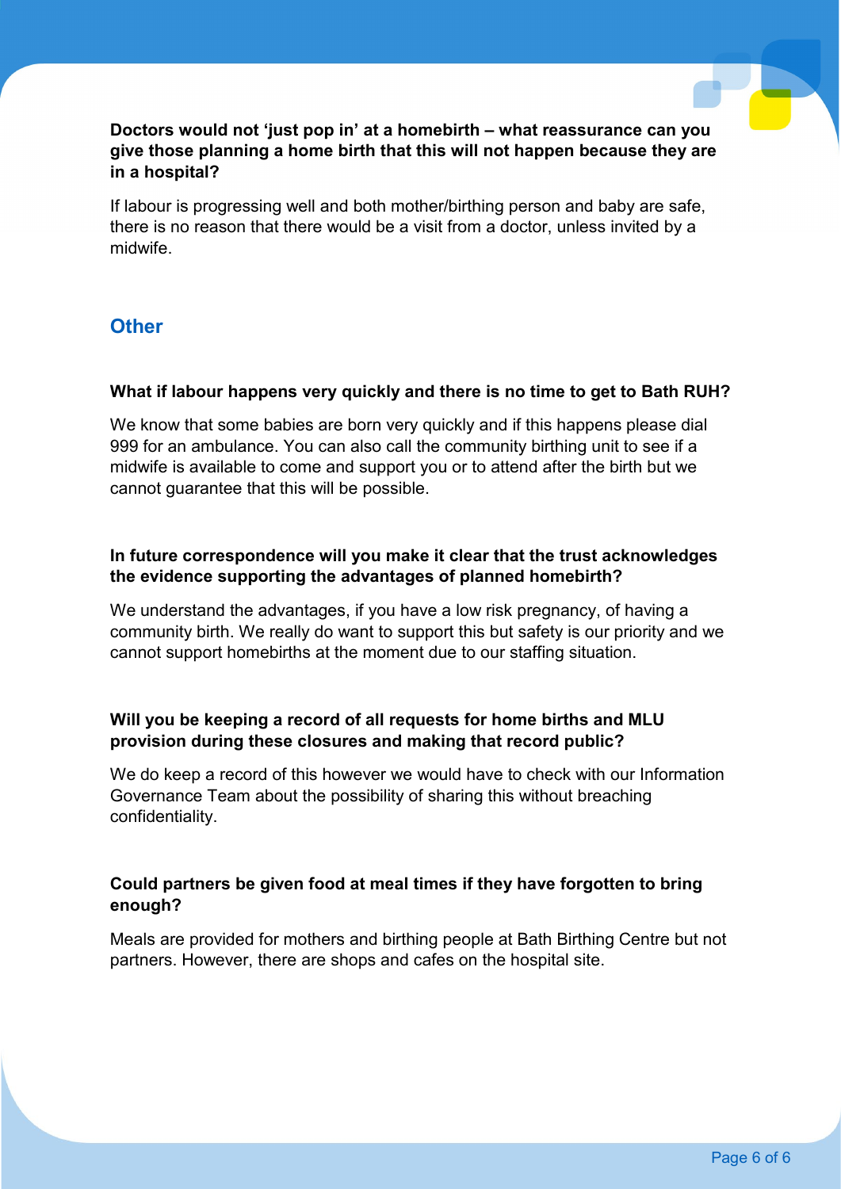**Doctors would not 'just pop in' at a homebirth – what reassurance can you give those planning a home birth that this will not happen because they are in a hospital?**

If labour is progressing well and both mother/birthing person and baby are safe, there is no reason that there would be a visit from a doctor, unless invited by a midwife.

## Other

**What if labour happens very quickly and there is no time to get to Bath RUH?**

We know that some babies are born very quickly and if this happens please dial 999 for an ambulance. You can also call the community birthing unit to see if a midwife is available to come and support you or to attend after the birth but we cannot guarantee that this will be possible.

**In future correspondence will you make it clear that the trust acknowledges the evidence supporting the advantages of planned homebirth?**

We understand the advantages, if you have a low risk pregnancy, of having a community birth. We really do want to support this but safety is our priority and we cannot support homebirths at the moment due to our staffing situation.

**Will you be keeping a record of all requests for home births and MLU provision during these closures and making that record public?**

We do keep a record of this however we would have to check with our Information Governance Team about the possibility of sharing this without breaching confidentiality.

**Could partners be given food at meal times if they have forgotten to bring enough?**

Meals are provided for mothers and birthing people at Bath Birthing Centre but not partners. However, there are shops and cafes on the hospital site.